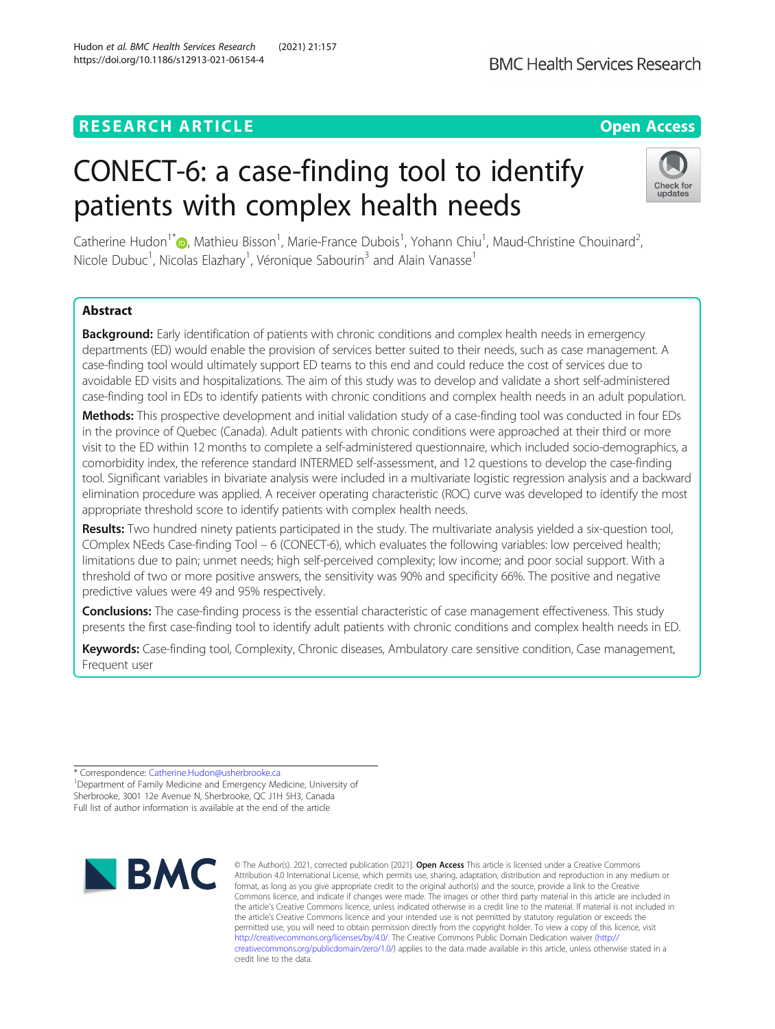RESEARCH ARTICLE

Open Access

# CONECT-6: a case-finding tool to identify patients with complex health needs

Catherine Hudon[1*], Mathieu Bisson[1], Marie-France Dubois[1], Yohann Chiu[1], Maud-Christine Chouinard[2], Nicole Dubuc[1], Nicolas Elazhary[1], Véronique Sabourin[3] and Alain Vanasse[1]

## Abstract

**Background:** Early identification of patients with chronic conditions and complex health needs in emergency departments (ED) would enable the provision of services better suited to their needs, such as case management. A case-finding tool would ultimately support ED teams to this end and could reduce the cost of services due to avoidable ED visits and hospitalizations. The aim of this study was to develop and validate a short self-administered case-finding tool in EDs to identify patients with chronic conditions and complex health needs in an adult population.

**Methods:** This prospective development and initial validation study of a case-finding tool was conducted in four EDs in the province of Quebec (Canada). Adult patients with chronic conditions were approached at their third or more visit to the ED within 12 months to complete a self-administered questionnaire, which included socio-demographics, a comorbidity index, the reference standard INTERMED self-assessment, and 12 questions to develop the case-finding tool. Significant variables in bivariate analysis were included in a multivariate logistic regression analysis and a backward elimination procedure was applied. A receiver operating characteristic (ROC) curve was developed to identify the most appropriate threshold score to identify patients with complex health needs.

**Results:** Two hundred ninety patients participated in the study. The multivariate analysis yielded a six-question tool, COmplex NEeds Case-finding Tool – 6 (CONECT-6), which evaluates the following variables: low perceived health; limitations due to pain; unmet needs; high self-perceived complexity; low income; and poor social support. With a threshold of two or more positive answers, the sensitivity was 90% and specificity 66%. The positive and negative predictive values were 49 and 95% respectively.

**Conclusions:** The case-finding process is the essential characteristic of case management effectiveness. This study presents the first case-finding tool to identify adult patients with chronic conditions and complex health needs in ED.

**Keywords:** Case-finding tool, Complexity, Chronic diseases, Ambulatory care sensitive condition, Case management, Frequent user

* Correspondence: Catherine.Hudon@usherbrooke.ca
[1]Department of Family Medicine and Emergency Medicine, University of Sherbrooke, 3001 12e Avenue N, Sherbrooke, QC J1H 5H3, Canada
Full list of author information is available at the end of the article

© The Author(s). 2021, corrected publication [2021]. **Open Access** This article is licensed under a Creative Commons Attribution 4.0 International License, which permits use, sharing, adaptation, distribution and reproduction in any medium or format, as long as you give appropriate credit to the original author(s) and the source, provide a link to the Creative Commons licence, and indicate if changes were made. The images or other third party material in this article are included in the article's Creative Commons licence, unless indicated otherwise in a credit line to the material. If material is not included in the article's Creative Commons licence and your intended use is not permitted by statutory regulation or exceeds the permitted use, you will need to obtain permission directly from the copyright holder. To view a copy of this licence, visit http://creativecommons.org/licenses/by/4.0/. The Creative Commons Public Domain Dedication waiver (http://creativecommons.org/publicdomain/zero/1.0/) applies to the data made available in this article, unless otherwise stated in a credit line to the data.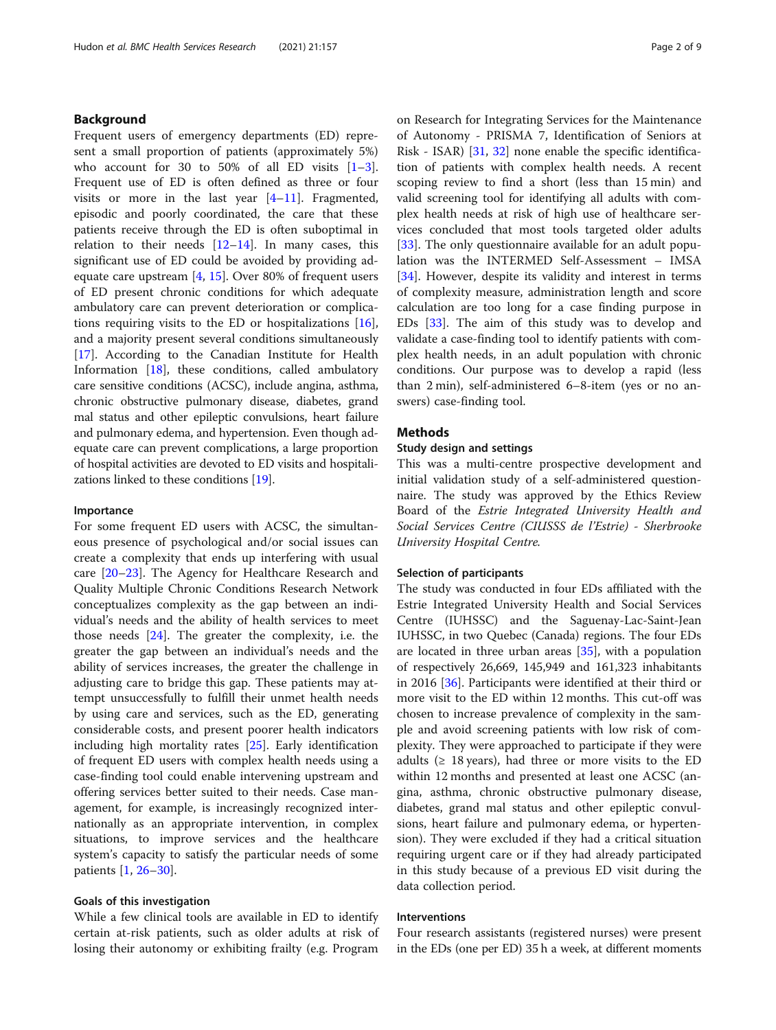## Background

Frequent users of emergency departments (ED) represent a small proportion of patients (approximately 5%) who account for 30 to 50% of all ED visits [1–3]. Frequent use of ED is often defined as three or four visits or more in the last year [4–11]. Fragmented, episodic and poorly coordinated, the care that these patients receive through the ED is often suboptimal in relation to their needs [12–14]. In many cases, this significant use of ED could be avoided by providing adequate care upstream [4, 15]. Over 80% of frequent users of ED present chronic conditions for which adequate ambulatory care can prevent deterioration or complications requiring visits to the ED or hospitalizations [16], and a majority present several conditions simultaneously [17]. According to the Canadian Institute for Health Information [18], these conditions, called ambulatory care sensitive conditions (ACSC), include angina, asthma, chronic obstructive pulmonary disease, diabetes, grand mal status and other epileptic convulsions, heart failure and pulmonary edema, and hypertension. Even though adequate care can prevent complications, a large proportion of hospital activities are devoted to ED visits and hospitalizations linked to these conditions [19].

### Importance

For some frequent ED users with ACSC, the simultaneous presence of psychological and/or social issues can create a complexity that ends up interfering with usual care [20–23]. The Agency for Healthcare Research and Quality Multiple Chronic Conditions Research Network conceptualizes complexity as the gap between an individual's needs and the ability of health services to meet those needs [24]. The greater the complexity, i.e. the greater the gap between an individual's needs and the ability of services increases, the greater the challenge in adjusting care to bridge this gap. These patients may attempt unsuccessfully to fulfill their unmet health needs by using care and services, such as the ED, generating considerable costs, and present poorer health indicators including high mortality rates [25]. Early identification of frequent ED users with complex health needs using a case-finding tool could enable intervening upstream and offering services better suited to their needs. Case management, for example, is increasingly recognized internationally as an appropriate intervention, in complex situations, to improve services and the healthcare system's capacity to satisfy the particular needs of some patients [1, 26–30].

### Goals of this investigation

While a few clinical tools are available in ED to identify certain at-risk patients, such as older adults at risk of losing their autonomy or exhibiting frailty (e.g. Program on Research for Integrating Services for the Maintenance of Autonomy - PRISMA 7, Identification of Seniors at Risk - ISAR) [31, 32] none enable the specific identification of patients with complex health needs. A recent scoping review to find a short (less than 15 min) and valid screening tool for identifying all adults with complex health needs at risk of high use of healthcare services concluded that most tools targeted older adults [33]. The only questionnaire available for an adult population was the INTERMED Self-Assessment – IMSA [34]. However, despite its validity and interest in terms of complexity measure, administration length and score calculation are too long for a case finding purpose in EDs [33]. The aim of this study was to develop and validate a case-finding tool to identify patients with complex health needs, in an adult population with chronic conditions. Our purpose was to develop a rapid (less than 2 min), self-administered 6–8-item (yes or no answers) case-finding tool.

## Methods

### Study design and settings

This was a multi-centre prospective development and initial validation study of a self-administered questionnaire. The study was approved by the Ethics Review Board of the *Estrie Integrated University Health and Social Services Centre (CIUSSS de l'Estrie) - Sherbrooke University Hospital Centre.*

### Selection of participants

The study was conducted in four EDs affiliated with the Estrie Integrated University Health and Social Services Centre (IUHSSC) and the Saguenay-Lac-Saint-Jean IUHSSC, in two Quebec (Canada) regions. The four EDs are located in three urban areas [35], with a population of respectively 26,669, 145,949 and 161,323 inhabitants in 2016 [36]. Participants were identified at their third or more visit to the ED within 12 months. This cut-off was chosen to increase prevalence of complexity in the sample and avoid screening patients with low risk of complexity. They were approached to participate if they were adults (≥ 18 years), had three or more visits to the ED within 12 months and presented at least one ACSC (angina, asthma, chronic obstructive pulmonary disease, diabetes, grand mal status and other epileptic convulsions, heart failure and pulmonary edema, or hypertension). They were excluded if they had a critical situation requiring urgent care or if they had already participated in this study because of a previous ED visit during the data collection period.

### Interventions

Four research assistants (registered nurses) were present in the EDs (one per ED) 35 h a week, at different moments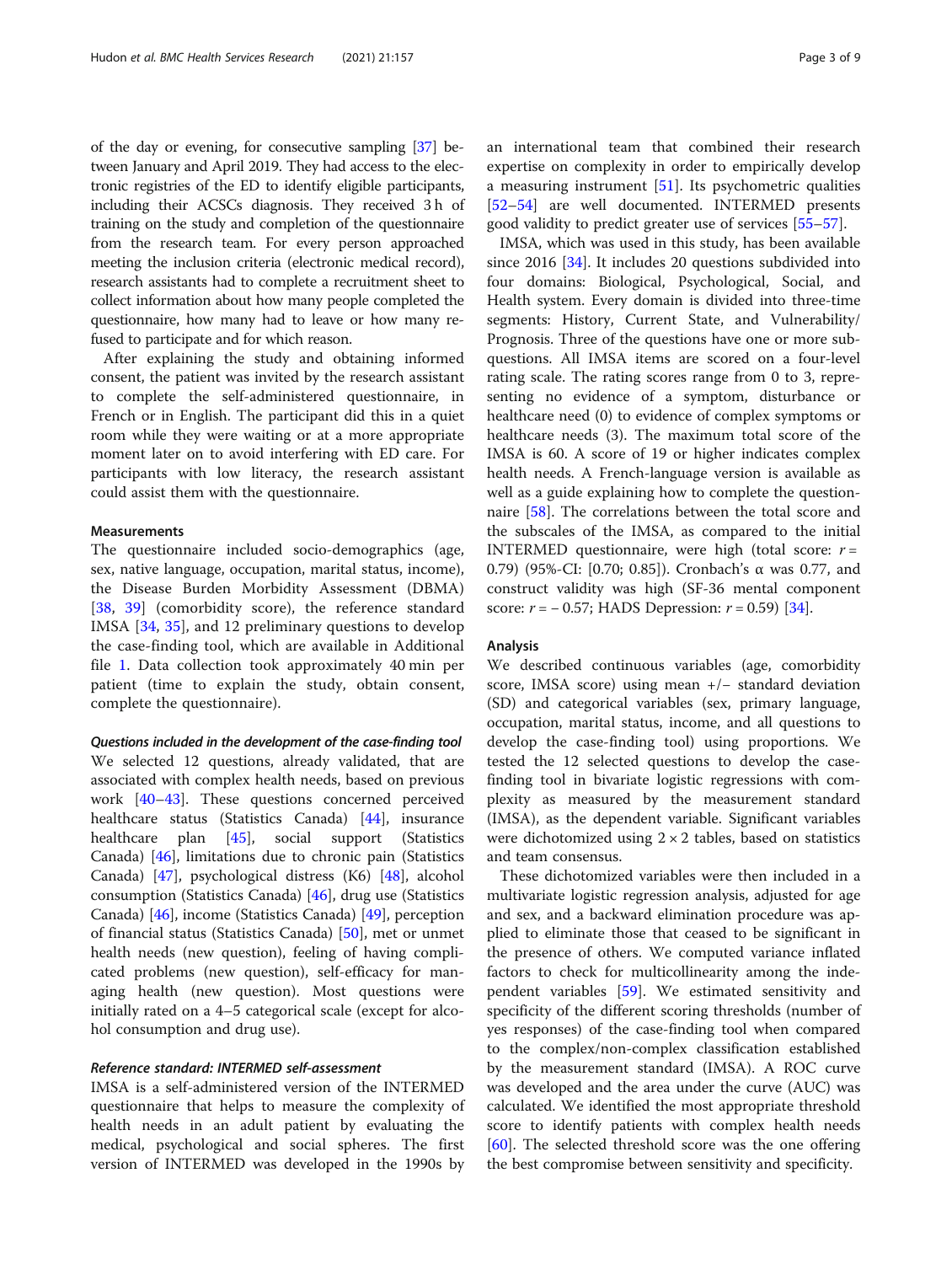of the day or evening, for consecutive sampling [37] between January and April 2019. They had access to the electronic registries of the ED to identify eligible participants, including their ACSCs diagnosis. They received 3 h of training on the study and completion of the questionnaire from the research team. For every person approached meeting the inclusion criteria (electronic medical record), research assistants had to complete a recruitment sheet to collect information about how many people completed the questionnaire, how many had to leave or how many refused to participate and for which reason.

After explaining the study and obtaining informed consent, the patient was invited by the research assistant to complete the self-administered questionnaire, in French or in English. The participant did this in a quiet room while they were waiting or at a more appropriate moment later on to avoid interfering with ED care. For participants with low literacy, the research assistant could assist them with the questionnaire.

### Measurements

The questionnaire included socio-demographics (age, sex, native language, occupation, marital status, income), the Disease Burden Morbidity Assessment (DBMA) [38, 39] (comorbidity score), the reference standard IMSA [34, 35], and 12 preliminary questions to develop the case-finding tool, which are available in Additional file 1. Data collection took approximately 40 min per patient (time to explain the study, obtain consent, complete the questionnaire).

#### *Questions included in the development of the case-finding tool*

We selected 12 questions, already validated, that are associated with complex health needs, based on previous work [40–43]. These questions concerned perceived healthcare status (Statistics Canada) [44], insurance healthcare plan [45], social support (Statistics Canada) [46], limitations due to chronic pain (Statistics Canada) [47], psychological distress (K6) [48], alcohol consumption (Statistics Canada) [46], drug use (Statistics Canada) [46], income (Statistics Canada) [49], perception of financial status (Statistics Canada) [50], met or unmet health needs (new question), feeling of having complicated problems (new question), self-efficacy for managing health (new question). Most questions were initially rated on a 4–5 categorical scale (except for alcohol consumption and drug use).

#### *Reference standard: INTERMED self-assessment*

IMSA is a self-administered version of the INTERMED questionnaire that helps to measure the complexity of health needs in an adult patient by evaluating the medical, psychological and social spheres. The first version of INTERMED was developed in the 1990s by an international team that combined their research expertise on complexity in order to empirically develop a measuring instrument [51]. Its psychometric qualities [52–54] are well documented. INTERMED presents good validity to predict greater use of services [55–57].

IMSA, which was used in this study, has been available since 2016 [34]. It includes 20 questions subdivided into four domains: Biological, Psychological, Social, and Health system. Every domain is divided into three-time segments: History, Current State, and Vulnerability/Prognosis. Three of the questions have one or more subquestions. All IMSA items are scored on a four-level rating scale. The rating scores range from 0 to 3, representing no evidence of a symptom, disturbance or healthcare need (0) to evidence of complex symptoms or healthcare needs (3). The maximum total score of the IMSA is 60. A score of 19 or higher indicates complex health needs. A French-language version is available as well as a guide explaining how to complete the questionnaire [58]. The correlations between the total score and the subscales of the IMSA, as compared to the initial INTERMED questionnaire, were high (total score: $r = 0.79$) (95%-CI: [0.70; 0.85]). Cronbach's α was 0.77, and construct validity was high (SF-36 mental component score: $r = -0.57$; HADS Depression: $r = 0.59$) [34].

### Analysis

We described continuous variables (age, comorbidity score, IMSA score) using mean +/− standard deviation (SD) and categorical variables (sex, primary language, occupation, marital status, income, and all questions to develop the case-finding tool) using proportions. We tested the 12 selected questions to develop the case-finding tool in bivariate logistic regressions with complexity as measured by the measurement standard (IMSA), as the dependent variable. Significant variables were dichotomized using $2 \times 2$ tables, based on statistics and team consensus.

These dichotomized variables were then included in a multivariate logistic regression analysis, adjusted for age and sex, and a backward elimination procedure was applied to eliminate those that ceased to be significant in the presence of others. We computed variance inflated factors to check for multicollinearity among the independent variables [59]. We estimated sensitivity and specificity of the different scoring thresholds (number of yes responses) of the case-finding tool when compared to the complex/non-complex classification established by the measurement standard (IMSA). A ROC curve was developed and the area under the curve (AUC) was calculated. We identified the most appropriate threshold score to identify patients with complex health needs [60]. The selected threshold score was the one offering the best compromise between sensitivity and specificity.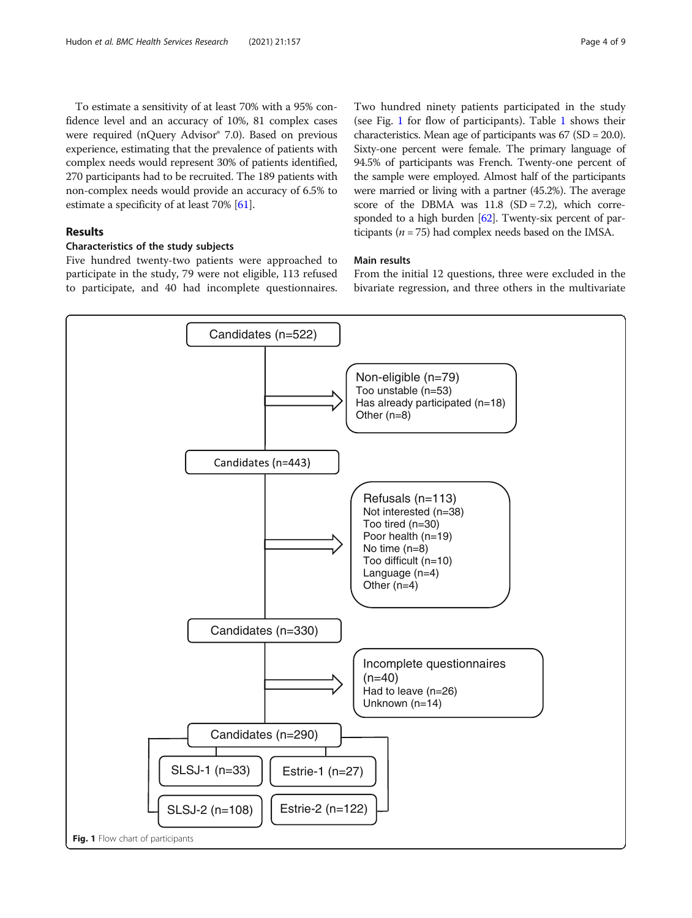To estimate a sensitivity of at least 70% with a 95% confidence level and an accuracy of 10%, 81 complex cases were required (nQuery Advisor® 7.0). Based on previous experience, estimating that the prevalence of patients with complex needs would represent 30% of patients identified, 270 participants had to be recruited. The 189 patients with non-complex needs would provide an accuracy of 6.5% to estimate a specificity of at least 70% [61].

## Results

### Characteristics of the study subjects

Five hundred twenty-two patients were approached to participate in the study, 79 were not eligible, 113 refused to participate, and 40 had incomplete questionnaires. Two hundred ninety patients participated in the study (see Fig. 1 for flow of participants). Table 1 shows their characteristics. Mean age of participants was 67 (SD = 20.0). Sixty-one percent were female. The primary language of 94.5% of participants was French. Twenty-one percent of the sample were employed. Almost half of the participants were married or living with a partner (45.2%). The average score of the DBMA was 11.8 (SD = 7.2), which corresponded to a high burden [62]. Twenty-six percent of participants ($n = 75$) had complex needs based on the IMSA.

### Main results

From the initial 12 questions, three were excluded in the bivariate regression, and three others in the multivariate

Candidates (n=522)
→ Non-eligible (n=79): Too unstable (n=53); Has already participated (n=18); Other (n=8)

Candidates (n=443)
→ Refusals (n=113): Not interested (n=38); Too tired (n=30); Poor health (n=19); No time (n=8); Too difficult (n=10); Language (n=4); Other (n=4)

Candidates (n=330)
→ Incomplete questionnaires (n=40): Had to leave (n=26); Unknown (n=14)

Candidates (n=290)
- SLSJ-1 (n=33)
- Estrie-1 (n=27)
- SLSJ-2 (n=108)
- Estrie-2 (n=122)

**Fig. 1** Flow chart of participants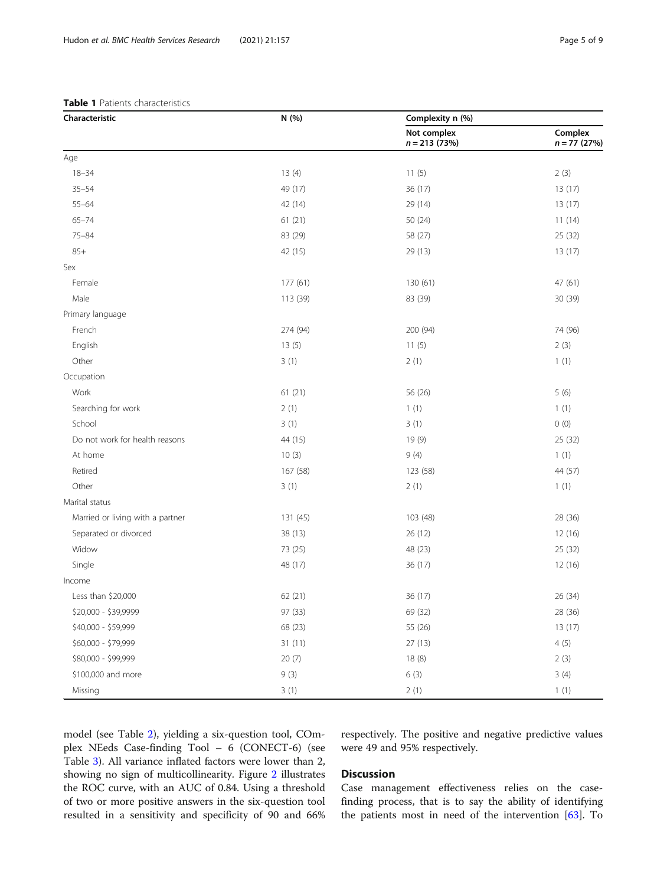**Table 1** Patients characteristics

| Characteristic | N (%) | Complexity n (%) | |
|---|---|---|---|
| | | Not complex *n* = 213 (73%) | Complex *n* = 77 (27%) |
| Age | | | |
| 18–34 | 13 (4) | 11 (5) | 2 (3) |
| 35–54 | 49 (17) | 36 (17) | 13 (17) |
| 55–64 | 42 (14) | 29 (14) | 13 (17) |
| 65–74 | 61 (21) | 50 (24) | 11 (14) |
| 75–84 | 83 (29) | 58 (27) | 25 (32) |
| 85+ | 42 (15) | 29 (13) | 13 (17) |
| Sex | | | |
| Female | 177 (61) | 130 (61) | 47 (61) |
| Male | 113 (39) | 83 (39) | 30 (39) |
| Primary language | | | |
| French | 274 (94) | 200 (94) | 74 (96) |
| English | 13 (5) | 11 (5) | 2 (3) |
| Other | 3 (1) | 2 (1) | 1 (1) |
| Occupation | | | |
| Work | 61 (21) | 56 (26) | 5 (6) |
| Searching for work | 2 (1) | 1 (1) | 1 (1) |
| School | 3 (1) | 3 (1) | 0 (0) |
| Do not work for health reasons | 44 (15) | 19 (9) | 25 (32) |
| At home | 10 (3) | 9 (4) | 1 (1) |
| Retired | 167 (58) | 123 (58) | 44 (57) |
| Other | 3 (1) | 2 (1) | 1 (1) |
| Marital status | | | |
| Married or living with a partner | 131 (45) | 103 (48) | 28 (36) |
| Separated or divorced | 38 (13) | 26 (12) | 12 (16) |
| Widow | 73 (25) | 48 (23) | 25 (32) |
| Single | 48 (17) | 36 (17) | 12 (16) |
| Income | | | |
| Less than $20,000 | 62 (21) | 36 (17) | 26 (34) |
| $20,000 - $39,9999 | 97 (33) | 69 (32) | 28 (36) |
| $40,000 - $59,999 | 68 (23) | 55 (26) | 13 (17) |
| $60,000 - $79,999 | 31 (11) | 27 (13) | 4 (5) |
| $80,000 - $99,999 | 20 (7) | 18 (8) | 2 (3) |
| $100,000 and more | 9 (3) | 6 (3) | 3 (4) |
| Missing | 3 (1) | 2 (1) | 1 (1) |

model (see Table 2), yielding a six-question tool, COmplex NEeds Case-finding Tool – 6 (CONECT-6) (see Table 3). All variance inflated factors were lower than 2, showing no sign of multicollinearity. Figure 2 illustrates the ROC curve, with an AUC of 0.84. Using a threshold of two or more positive answers in the six-question tool resulted in a sensitivity and specificity of 90 and 66% respectively. The positive and negative predictive values were 49 and 95% respectively.

## Discussion

Case management effectiveness relies on the case-finding process, that is to say the ability of identifying the patients most in need of the intervention [63]. To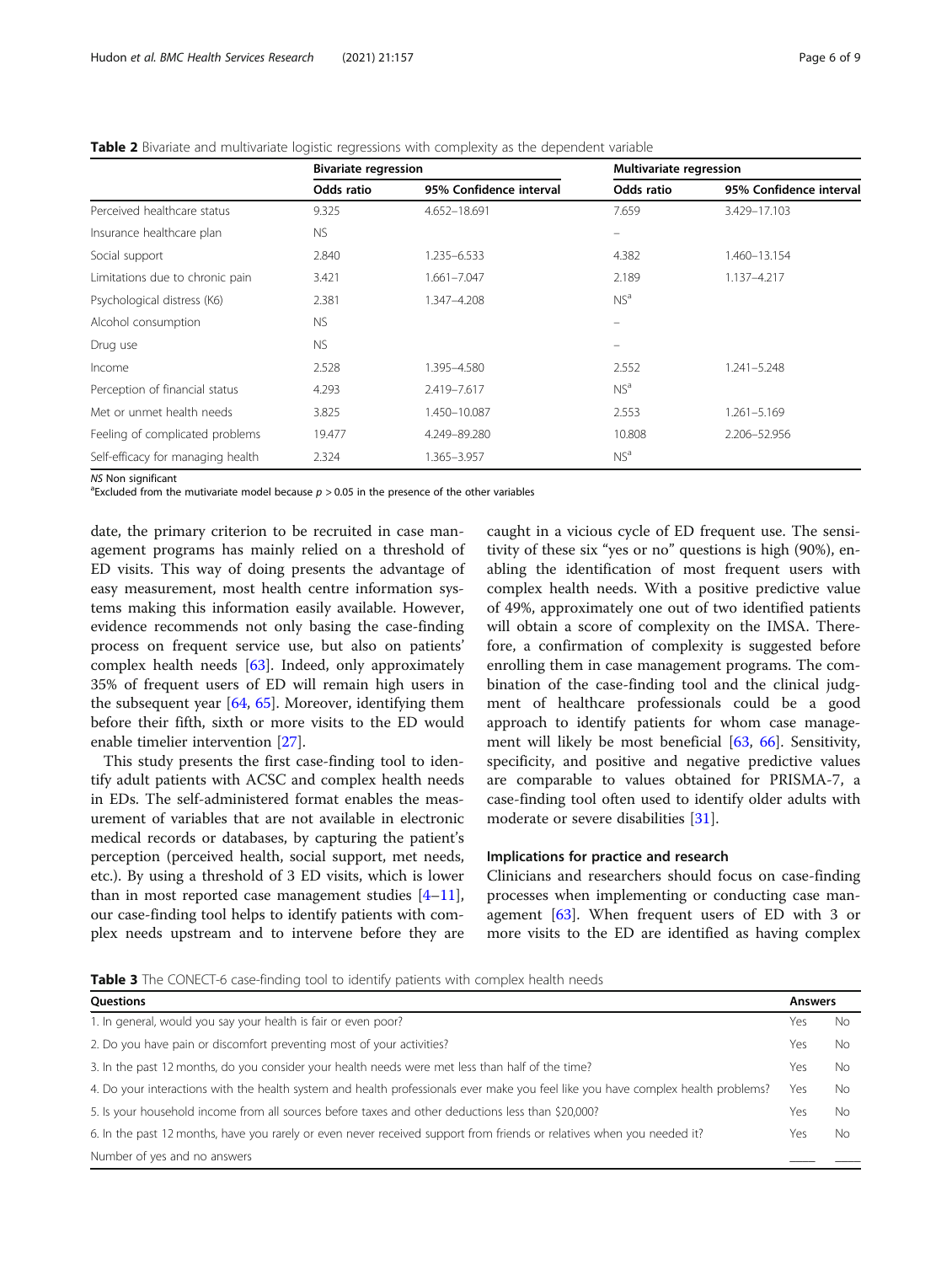**Table 2** Bivariate and multivariate logistic regressions with complexity as the dependent variable

| | Bivariate regression | | Multivariate regression | |
|---|---|---|---|---|
| | Odds ratio | 95% Confidence interval | Odds ratio | 95% Confidence interval |
| Perceived healthcare status | 9.325 | 4.652–18.691 | 7.659 | 3.429–17.103 |
| Insurance healthcare plan | NS | | – | |
| Social support | 2.840 | 1.235–6.533 | 4.382 | 1.460–13.154 |
| Limitations due to chronic pain | 3.421 | 1.661–7.047 | 2.189 | 1.137–4.217 |
| Psychological distress (K6) | 2.381 | 1.347–4.208 | NS[a] | |
| Alcohol consumption | NS | | – | |
| Drug use | NS | | – | |
| Income | 2.528 | 1.395–4.580 | 2.552 | 1.241–5.248 |
| Perception of financial status | 4.293 | 2.419–7.617 | NS[a] | |
| Met or unmet health needs | 3.825 | 1.450–10.087 | 2.553 | 1.261–5.169 |
| Feeling of complicated problems | 19.477 | 4.249–89.280 | 10.808 | 2.206–52.956 |
| Self-efficacy for managing health | 2.324 | 1.365–3.957 | NS[a] | |

*NS* Non significant
[a]Excluded from the mutivariate model because $p > 0.05$ in the presence of the other variables

date, the primary criterion to be recruited in case management programs has mainly relied on a threshold of ED visits. This way of doing presents the advantage of easy measurement, most health centre information systems making this information easily available. However, evidence recommends not only basing the case-finding process on frequent service use, but also on patients' complex health needs [63]. Indeed, only approximately 35% of frequent users of ED will remain high users in the subsequent year [64, 65]. Moreover, identifying them before their fifth, sixth or more visits to the ED would enable timelier intervention [27].

This study presents the first case-finding tool to identify adult patients with ACSC and complex health needs in EDs. The self-administered format enables the measurement of variables that are not available in electronic medical records or databases, by capturing the patient's perception (perceived health, social support, met needs, etc.). By using a threshold of 3 ED visits, which is lower than in most reported case management studies [4–11], our case-finding tool helps to identify patients with complex needs upstream and to intervene before they are caught in a vicious cycle of ED frequent use. The sensitivity of these six "yes or no" questions is high (90%), enabling the identification of most frequent users with complex health needs. With a positive predictive value of 49%, approximately one out of two identified patients will obtain a score of complexity on the IMSA. Therefore, a confirmation of complexity is suggested before enrolling them in case management programs. The combination of the case-finding tool and the clinical judgment of healthcare professionals could be a good approach to identify patients for whom case management will likely be most beneficial [63, 66]. Sensitivity, specificity, and positive and negative predictive values are comparable to values obtained for PRISMA-7, a case-finding tool often used to identify older adults with moderate or severe disabilities [31].

### Implications for practice and research

Clinicians and researchers should focus on case-finding processes when implementing or conducting case management [63]. When frequent users of ED with 3 or more visits to the ED are identified as having complex

**Table 3** The CONECT-6 case-finding tool to identify patients with complex health needs

| Questions | Answers | |
|---|---|---|
| 1. In general, would you say your health is fair or even poor? | Yes | No |
| 2. Do you have pain or discomfort preventing most of your activities? | Yes | No |
| 3. In the past 12 months, do you consider your health needs were met less than half of the time? | Yes | No |
| 4. Do your interactions with the health system and health professionals ever make you feel like you have complex health problems? | Yes | No |
| 5. Is your household income from all sources before taxes and other deductions less than $20,000? | Yes | No |
| 6. In the past 12 months, have you rarely or even never received support from friends or relatives when you needed it? | Yes | No |
| Number of yes and no answers | ____ | ____ |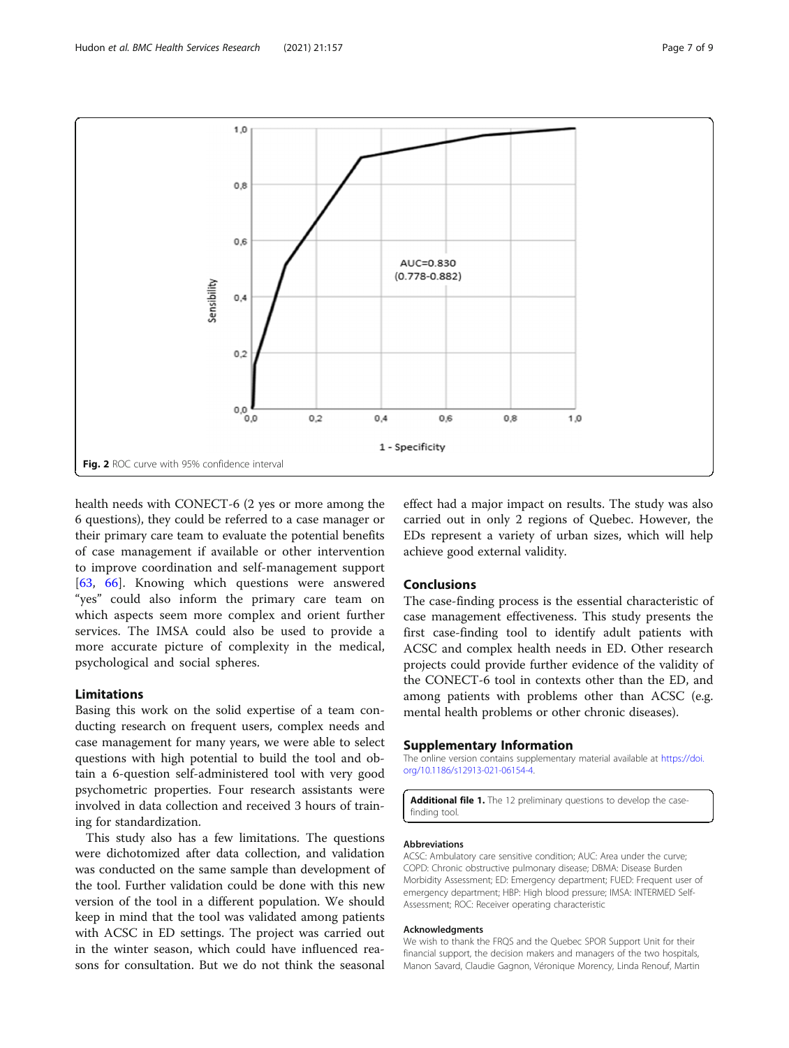Fig. 2 ROC curve with 95% confidence interval

health needs with CONECT-6 (2 yes or more among the 6 questions), they could be referred to a case manager or their primary care team to evaluate the potential benefits of case management if available or other intervention to improve coordination and self-management support [63, 66]. Knowing which questions were answered "yes" could also inform the primary care team on which aspects seem more complex and orient further services. The IMSA could also be used to provide a more accurate picture of complexity in the medical, psychological and social spheres.

## Limitations

Basing this work on the solid expertise of a team conducting research on frequent users, complex needs and case management for many years, we were able to select questions with high potential to build the tool and obtain a 6-question self-administered tool with very good psychometric properties. Four research assistants were involved in data collection and received 3 hours of training for standardization.

This study also has a few limitations. The questions were dichotomized after data collection, and validation was conducted on the same sample than development of the tool. Further validation could be done with this new version of the tool in a different population. We should keep in mind that the tool was validated among patients with ACSC in ED settings. The project was carried out in the winter season, which could have influenced reasons for consultation. But we do not think the seasonal effect had a major impact on results. The study was also carried out in only 2 regions of Quebec. However, the EDs represent a variety of urban sizes, which will help achieve good external validity.

## Conclusions

The case-finding process is the essential characteristic of case management effectiveness. This study presents the first case-finding tool to identify adult patients with ACSC and complex health needs in ED. Other research projects could provide further evidence of the validity of the CONECT-6 tool in contexts other than the ED, and among patients with problems other than ACSC (e.g. mental health problems or other chronic diseases).

## Supplementary Information

The online version contains supplementary material available at https://doi.org/10.1186/s12913-021-06154-4.

**Additional file 1.** The 12 preliminary questions to develop the case-finding tool.

### Abbreviations

ACSC: Ambulatory care sensitive condition; AUC: Area under the curve; COPD: Chronic obstructive pulmonary disease; DBMA: Disease Burden Morbidity Assessment; ED: Emergency department; FUED: Frequent user of emergency department; HBP: High blood pressure; IMSA: INTERMED Self-Assessment; ROC: Receiver operating characteristic

### Acknowledgments

We wish to thank the FRQS and the Quebec SPOR Support Unit for their financial support, the decision makers and managers of the two hospitals, Manon Savard, Claudie Gagnon, Véronique Morency, Linda Renouf, Martin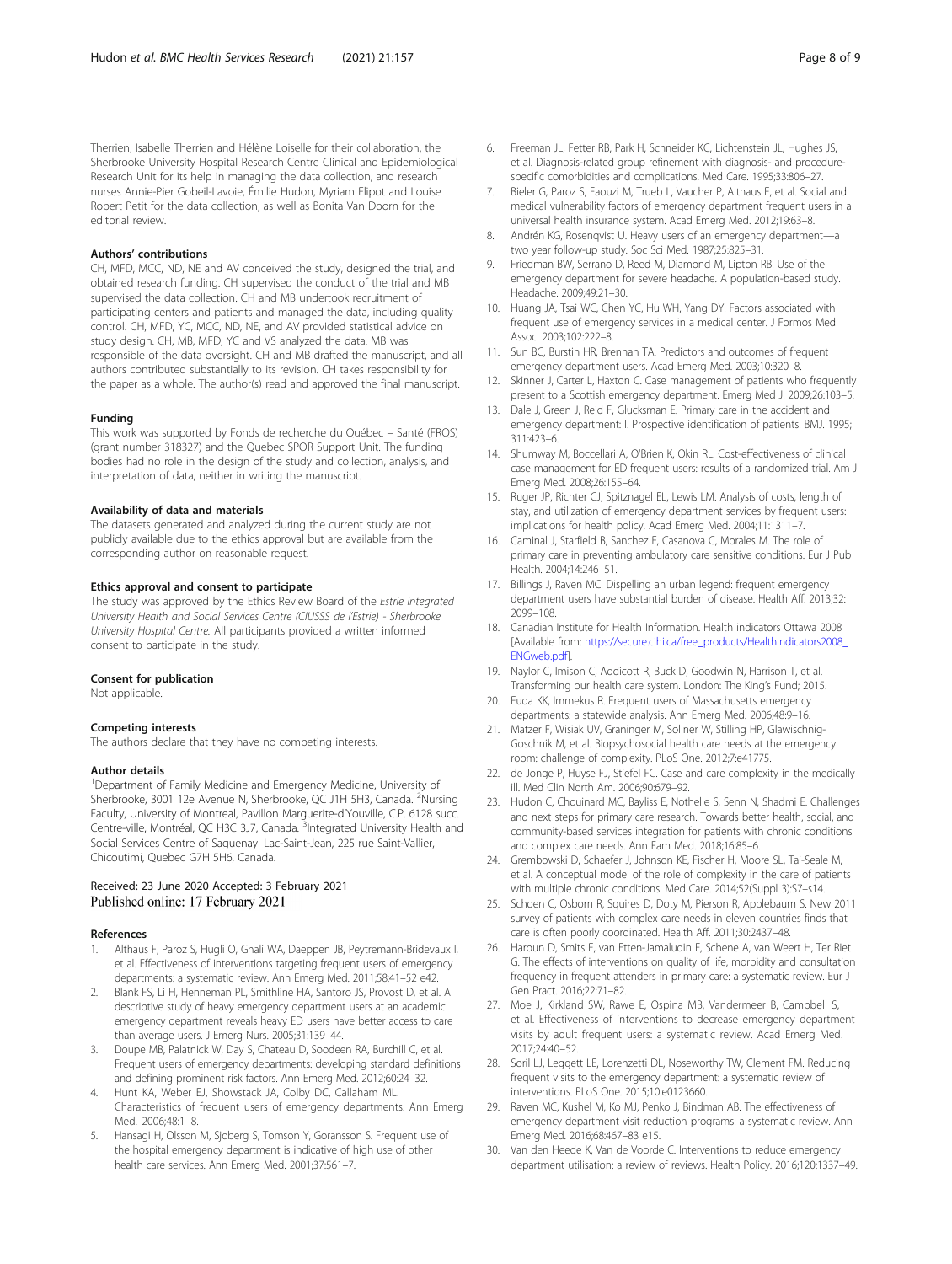Therrien, Isabelle Therrien and Hélène Loiselle for their collaboration, the Sherbrooke University Hospital Research Centre Clinical and Epidemiological Research Unit for its help in managing the data collection, and research nurses Annie-Pier Gobeil-Lavoie, Émilie Hudon, Myriam Flipot and Louise Robert Petit for the data collection, as well as Bonita Van Doorn for the editorial review.

### Authors' contributions

CH, MFD, MCC, ND, NE and AV conceived the study, designed the trial, and obtained research funding. CH supervised the conduct of the trial and MB supervised the data collection. CH and MB undertook recruitment of participating centers and patients and managed the data, including quality control. CH, MFD, YC, MCC, ND, NE, and AV provided statistical advice on study design. CH, MB, MFD, YC and VS analyzed the data. MB was responsible of the data oversight. CH and MB drafted the manuscript, and all authors contributed substantially to its revision. CH takes responsibility for the paper as a whole. The author(s) read and approved the final manuscript.

### Funding

This work was supported by Fonds de recherche du Québec – Santé (FRQS) (grant number 318327) and the Quebec SPOR Support Unit. The funding bodies had no role in the design of the study and collection, analysis, and interpretation of data, neither in writing the manuscript.

### Availability of data and materials

The datasets generated and analyzed during the current study are not publicly available due to the ethics approval but are available from the corresponding author on reasonable request.

### Ethics approval and consent to participate

The study was approved by the Ethics Review Board of the *Estrie Integrated University Health and Social Services Centre (CIUSSS de l'Estrie) - Sherbrooke University Hospital Centre.* All participants provided a written informed consent to participate in the study.

### Consent for publication

Not applicable.

### Competing interests

The authors declare that they have no competing interests.

### Author details

[1]Department of Family Medicine and Emergency Medicine, University of Sherbrooke, 3001 12e Avenue N, Sherbrooke, QC J1H 5H3, Canada. [2]Nursing Faculty, University of Montreal, Pavillon Marguerite-d'Youville, C.P. 6128 succ. Centre-ville, Montréal, QC H3C 3J7, Canada. [3]Integrated University Health and Social Services Centre of Saguenay–Lac-Saint-Jean, 225 rue Saint-Vallier, Chicoutimi, Quebec G7H 5H6, Canada.

Received: 23 June 2020 Accepted: 3 February 2021
Published online: 17 February 2021

### References

1. Althaus F, Paroz S, Hugli O, Ghali WA, Daeppen JB, Peytremann-Bridevaux I, et al. Effectiveness of interventions targeting frequent users of emergency departments: a systematic review. Ann Emerg Med. 2011;58:41–52 e42.
2. Blank FS, Li H, Henneman PL, Smithline HA, Santoro JS, Provost D, et al. A descriptive study of heavy emergency department users at an academic emergency department reveals heavy ED users have better access to care than average users. J Emerg Nurs. 2005;31:139–44.
3. Doupe MB, Palatnick W, Day S, Chateau D, Soodeen RA, Burchill C, et al. Frequent users of emergency departments: developing standard definitions and defining prominent risk factors. Ann Emerg Med. 2012;60:24–32.
4. Hunt KA, Weber EJ, Showstack JA, Colby DC, Callaham ML. Characteristics of frequent users of emergency departments. Ann Emerg Med. 2006;48:1–8.
5. Hansagi H, Olsson M, Sjoberg S, Tomson Y, Goransson S. Frequent use of the hospital emergency department is indicative of high use of other health care services. Ann Emerg Med. 2001;37:561–7.
6. Freeman JL, Fetter RB, Park H, Schneider KC, Lichtenstein JL, Hughes JS, et al. Diagnosis-related group refinement with diagnosis- and procedure-specific comorbidities and complications. Med Care. 1995;33:806–27.
7. Bieler G, Paroz S, Faouzi M, Trueb L, Vaucher P, Althaus F, et al. Social and medical vulnerability factors of emergency department frequent users in a universal health insurance system. Acad Emerg Med. 2012;19:63–8.
8. Andrén KG, Rosenqvist U. Heavy users of an emergency department—a two year follow-up study. Soc Sci Med. 1987;25:825–31.
9. Friedman BW, Serrano D, Reed M, Diamond M, Lipton RB. Use of the emergency department for severe headache. A population-based study. Headache. 2009;49:21–30.
10. Huang JA, Tsai WC, Chen YC, Hu WH, Yang DY. Factors associated with frequent use of emergency services in a medical center. J Formos Med Assoc. 2003;102:222–8.
11. Sun BC, Burstin HR, Brennan TA. Predictors and outcomes of frequent emergency department users. Acad Emerg Med. 2003;10:320–8.
12. Skinner J, Carter L, Haxton C. Case management of patients who frequently present to a Scottish emergency department. Emerg Med J. 2009;26:103–5.
13. Dale J, Green J, Reid F, Glucksman E. Primary care in the accident and emergency department: I. Prospective identification of patients. BMJ. 1995; 311:423–6.
14. Shumway M, Boccellari A, O'Brien K, Okin RL. Cost-effectiveness of clinical case management for ED frequent users: results of a randomized trial. Am J Emerg Med. 2008;26:155–64.
15. Ruger JP, Richter CJ, Spitznagel EL, Lewis LM. Analysis of costs, length of stay, and utilization of emergency department services by frequent users: implications for health policy. Acad Emerg Med. 2004;11:1311–7.
16. Caminal J, Starfield B, Sanchez E, Casanova C, Morales M. The role of primary care in preventing ambulatory care sensitive conditions. Eur J Pub Health. 2004;14:246–51.
17. Billings J, Raven MC. Dispelling an urban legend: frequent emergency department users have substantial burden of disease. Health Aff. 2013;32: 2099–108.
18. Canadian Institute for Health Information. Health indicators Ottawa 2008 [Available from: https://secure.cihi.ca/free_products/HealthIndicators2008_ENGweb.pdf].
19. Naylor C, Imison C, Addicott R, Buck D, Goodwin N, Harrison T, et al. Transforming our health care system. London: The King's Fund; 2015.
20. Fuda KK, Immekus R. Frequent users of Massachusetts emergency departments: a statewide analysis. Ann Emerg Med. 2006;48:9–16.
21. Matzer F, Wisiak UV, Graninger M, Sollner W, Stilling HP, Glawischnig-Goschnik M, et al. Biopsychosocial health care needs at the emergency room: challenge of complexity. PLoS One. 2012;7:e41775.
22. de Jonge P, Huyse FJ, Stiefel FC. Case and care complexity in the medically ill. Med Clin North Am. 2006;90:679–92.
23. Hudon C, Chouinard MC, Bayliss E, Nothelle S, Senn N, Shadmi E. Challenges and next steps for primary care research. Towards better health, social, and community-based services integration for patients with chronic conditions and complex care needs. Ann Fam Med. 2018;16:85–6.
24. Grembowski D, Schaefer J, Johnson KE, Fischer H, Moore SL, Tai-Seale M, et al. A conceptual model of the role of complexity in the care of patients with multiple chronic conditions. Med Care. 2014;52(Suppl 3):S7–s14.
25. Schoen C, Osborn R, Squires D, Doty M, Pierson R, Applebaum S. New 2011 survey of patients with complex care needs in eleven countries finds that care is often poorly coordinated. Health Aff. 2011;30:2437–48.
26. Haroun D, Smits F, van Etten-Jamaludin F, Schene A, van Weert H, Ter Riet G. The effects of interventions on quality of life, morbidity and consultation frequency in frequent attenders in primary care: a systematic review. Eur J Gen Pract. 2016;22:71–82.
27. Moe J, Kirkland SW, Rawe E, Ospina MB, Vandermeer B, Campbell S, et al. Effectiveness of interventions to decrease emergency department visits by adult frequent users: a systematic review. Acad Emerg Med. 2017;24:40–52.
28. Soril LJ, Leggett LE, Lorenzetti DL, Noseworthy TW, Clement FM. Reducing frequent visits to the emergency department: a systematic review of interventions. PLoS One. 2015;10:e0123660.
29. Raven MC, Kushel M, Ko MJ, Penko J, Bindman AB. The effectiveness of emergency department visit reduction programs: a systematic review. Ann Emerg Med. 2016;68:467–83 e15.
30. Van den Heede K, Van de Voorde C. Interventions to reduce emergency department utilisation: a review of reviews. Health Policy. 2016;120:1337–49.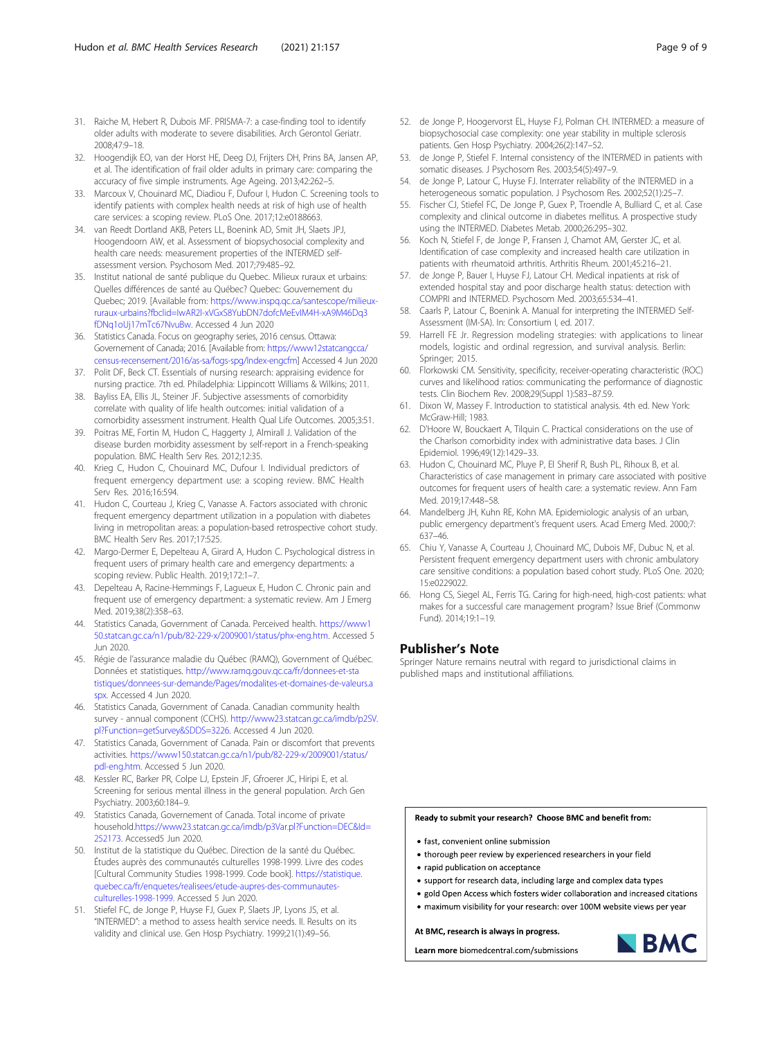31. Raiche M, Hebert R, Dubois MF. PRISMA-7: a case-finding tool to identify older adults with moderate to severe disabilities. Arch Gerontol Geriatr. 2008;47:9–18.
32. Hoogendijk EO, van der Horst HE, Deeg DJ, Frijters DH, Prins BA, Jansen AP, et al. The identification of frail older adults in primary care: comparing the accuracy of five simple instruments. Age Ageing. 2013;42:262–5.
33. Marcoux V, Chouinard MC, Diadiou F, Dufour I, Hudon C. Screening tools to identify patients with complex health needs at risk of high use of health care services: a scoping review. PLoS One. 2017;12:e0188663.
34. van Reedt Dortland AKB, Peters LL, Boenink AD, Smit JH, Slaets JPJ, Hoogendoorn AW, et al. Assessment of biopsychosocial complexity and health care needs: measurement properties of the INTERMED self-assessment version. Psychosom Med. 2017;79:485–92.
35. Institut national de santé publique du Quebec. Milieux ruraux et urbains: Quelles différences de santé au Québec? Quebec: Gouvernement du Quebec; 2019. [Available from: https://www.inspq.qc.ca/santescope/milieux-ruraux-urbains?fbclid=IwAR2I-xVGxS8YubDN7dofcMeEvIM4H-xA9M46Dq3fDNq1oUj17mTc67NvuBw. Accessed 4 Jun 2020
36. Statistics Canada. Focus on geography series, 2016 census. Ottawa: Governement of Canada; 2016. [Available from: https://www12statcangcca/census-recensement/2016/as-sa/fogs-spg/Index-engcfm] Accessed 4 Jun 2020
37. Polit DF, Beck CT. Essentials of nursing research: appraising evidence for nursing practice. 7th ed. Philadelphia: Lippincott Williams & Wilkins; 2011.
38. Bayliss EA, Ellis JL, Steiner JF. Subjective assessments of comorbidity correlate with quality of life health outcomes: initial validation of a comorbidity assessment instrument. Health Qual Life Outcomes. 2005;3:51.
39. Poitras ME, Fortin M, Hudon C, Haggerty J, Almirall J. Validation of the disease burden morbidity assessment by self-report in a French-speaking population. BMC Health Serv Res. 2012;12:35.
40. Krieg C, Hudon C, Chouinard MC, Dufour I. Individual predictors of frequent emergency department use: a scoping review. BMC Health Serv Res. 2016;16:594.
41. Hudon C, Courteau J, Krieg C, Vanasse A. Factors associated with chronic frequent emergency department utilization in a population with diabetes living in metropolitan areas: a population-based retrospective cohort study. BMC Health Serv Res. 2017;17:525.
42. Margo-Dermer E, Depelteau A, Girard A, Hudon C. Psychological distress in frequent users of primary health care and emergency departments: a scoping review. Public Health. 2019;172:1–7.
43. Depelteau A, Racine-Hemmings F, Lagueux E, Hudon C. Chronic pain and frequent use of emergency department: a systematic review. Am J Emerg Med. 2019;38(2):358–63.
44. Statistics Canada, Government of Canada. Perceived health. https://www150.statcan.gc.ca/n1/pub/82-229-x/2009001/status/phx-eng.htm. Accessed 5 Jun 2020.
45. Régie de l'assurance maladie du Québec (RAMQ), Government of Québec. Données et statistiques. http://www.ramq.gouv.qc.ca/fr/donnees-et-statistiques/donnees-sur-demande/Pages/modalites-et-domaines-de-valeurs.aspx. Accessed 4 Jun 2020.
46. Statistics Canada, Government of Canada. Canadian community health survey - annual component (CCHS). http://www23.statcan.gc.ca/imdb/p2SV.pl?Function=getSurvey&SDDS=3226. Accessed 4 Jun 2020.
47. Statistics Canada, Government of Canada. Pain or discomfort that prevents activities. https://www150.statcan.gc.ca/n1/pub/82-229-x/2009001/status/pdl-eng.htm. Accessed 5 Jun 2020.
48. Kessler RC, Barker PR, Colpe LJ, Epstein JF, Gfroerer JC, Hiripi E, et al. Screening for serious mental illness in the general population. Arch Gen Psychiatry. 2003;60:184–9.
49. Statistics Canada, Governement of Canada. Total income of private household.https://www23.statcan.gc.ca/imdb/p3Var.pl?Function=DEC&Id=252173. Accessed5 Jun 2020.
50. Institut de la statistique du Québec. Direction de la santé du Québec. Études auprès des communautés culturelles 1998-1999. Livre des codes [Cultural Community Studies 1998-1999. Code book]. https://statistique.quebec.ca/fr/enquetes/realisees/etude-aupres-des-communautes-culturelles-1998-1999. Accessed 5 Jun 2020.
51. Stiefel FC, de Jonge P, Huyse FJ, Guex P, Slaets JP, Lyons JS, et al. "INTERMED": a method to assess health service needs. II. Results on its validity and clinical use. Gen Hosp Psychiatry. 1999;21(1):49–56.
52. de Jonge P, Hoogervorst EL, Huyse FJ, Polman CH. INTERMED: a measure of biopsychosocial case complexity: one year stability in multiple sclerosis patients. Gen Hosp Psychiatry. 2004;26(2):147–52.
53. de Jonge P, Stiefel F. Internal consistency of the INTERMED in patients with somatic diseases. J Psychosom Res. 2003;54(5):497–9.
54. de Jonge P, Latour C, Huyse FJ. Interrater reliability of the INTERMED in a heterogeneous somatic population. J Psychosom Res. 2002;52(1):25–7.
55. Fischer CJ, Stiefel FC, De Jonge P, Guex P, Troendle A, Bulliard C, et al. Case complexity and clinical outcome in diabetes mellitus. A prospective study using the INTERMED. Diabetes Metab. 2000;26:295–302.
56. Koch N, Stiefel F, de Jonge P, Fransen J, Chamot AM, Gerster JC, et al. Identification of case complexity and increased health care utilization in patients with rheumatoid arthritis. Arthritis Rheum. 2001;45:216–21.
57. de Jonge P, Bauer I, Huyse FJ, Latour CH. Medical inpatients at risk of extended hospital stay and poor discharge health status: detection with COMPRI and INTERMED. Psychosom Med. 2003;65:534–41.
58. Caarls P, Latour C, Boenink A. Manual for interpreting the INTERMED Self-Assessment (IM-SA). In: Consortium I, ed. 2017.
59. Harrell FE Jr. Regression modeling strategies: with applications to linear models, logistic and ordinal regression, and survival analysis. Berlin: Springer; 2015.
60. Florkowski CM. Sensitivity, specificity, receiver-operating characteristic (ROC) curves and likelihood ratios: communicating the performance of diagnostic tests. Clin Biochem Rev. 2008;29(Suppl 1):S83–87.59.
61. Dixon W, Massey F. Introduction to statistical analysis. 4th ed. New York: McGraw-Hill; 1983.
62. D'Hoore W, Bouckaert A, Tilquin C. Practical considerations on the use of the Charlson comorbidity index with administrative data bases. J Clin Epidemiol. 1996;49(12):1429–33.
63. Hudon C, Chouinard MC, Pluye P, El Sherif R, Bush PL, Rihoux B, et al. Characteristics of case management in primary care associated with positive outcomes for frequent users of health care: a systematic review. Ann Fam Med. 2019;17:448–58.
64. Mandelberg JH, Kuhn RE, Kohn MA. Epidemiologic analysis of an urban, public emergency department's frequent users. Acad Emerg Med. 2000;7:637–46.
65. Chiu Y, Vanasse A, Courteau J, Chouinard MC, Dubois MF, Dubuc N, et al. Persistent frequent emergency department users with chronic ambulatory care sensitive conditions: a population based cohort study. PLoS One. 2020;15:e0229022.
66. Hong CS, Siegel AL, Ferris TG. Caring for high-need, high-cost patients: what makes for a successful care management program? Issue Brief (Commonw Fund). 2014;19:1–19.

## Publisher's Note

Springer Nature remains neutral with regard to jurisdictional claims in published maps and institutional affiliations.

**Ready to submit your research? Choose BMC and benefit from:**

- fast, convenient online submission
- thorough peer review by experienced researchers in your field
- rapid publication on acceptance
- support for research data, including large and complex data types
- gold Open Access which fosters wider collaboration and increased citations
- maximum visibility for your research: over 100M website views per year

**At BMC, research is always in progress.**

**Learn more** biomedcentral.com/submissions

BMC